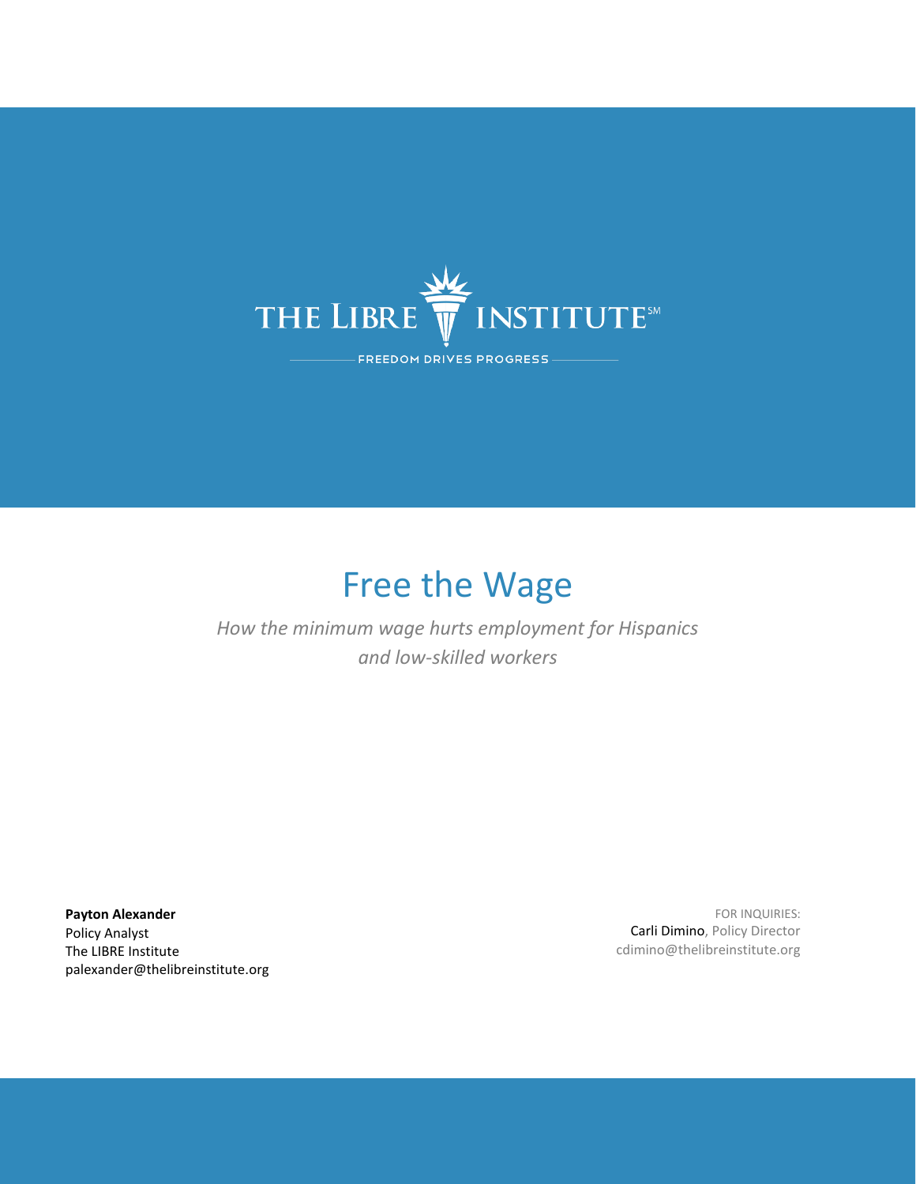THE LIBRE INSTITUTE℠

FREEDOM DRIVES PROGRESS

# Free the Wage

*How the minimum wage hurts employment for Hispanics and low-skilled workers*

**Payton Alexander**
Policy Analyst
The LIBRE Institute
palexander@thelibreinstitute.org

FOR INQUIRIES:
Carli Dimino, Policy Director
cdimino@thelibreinstitute.org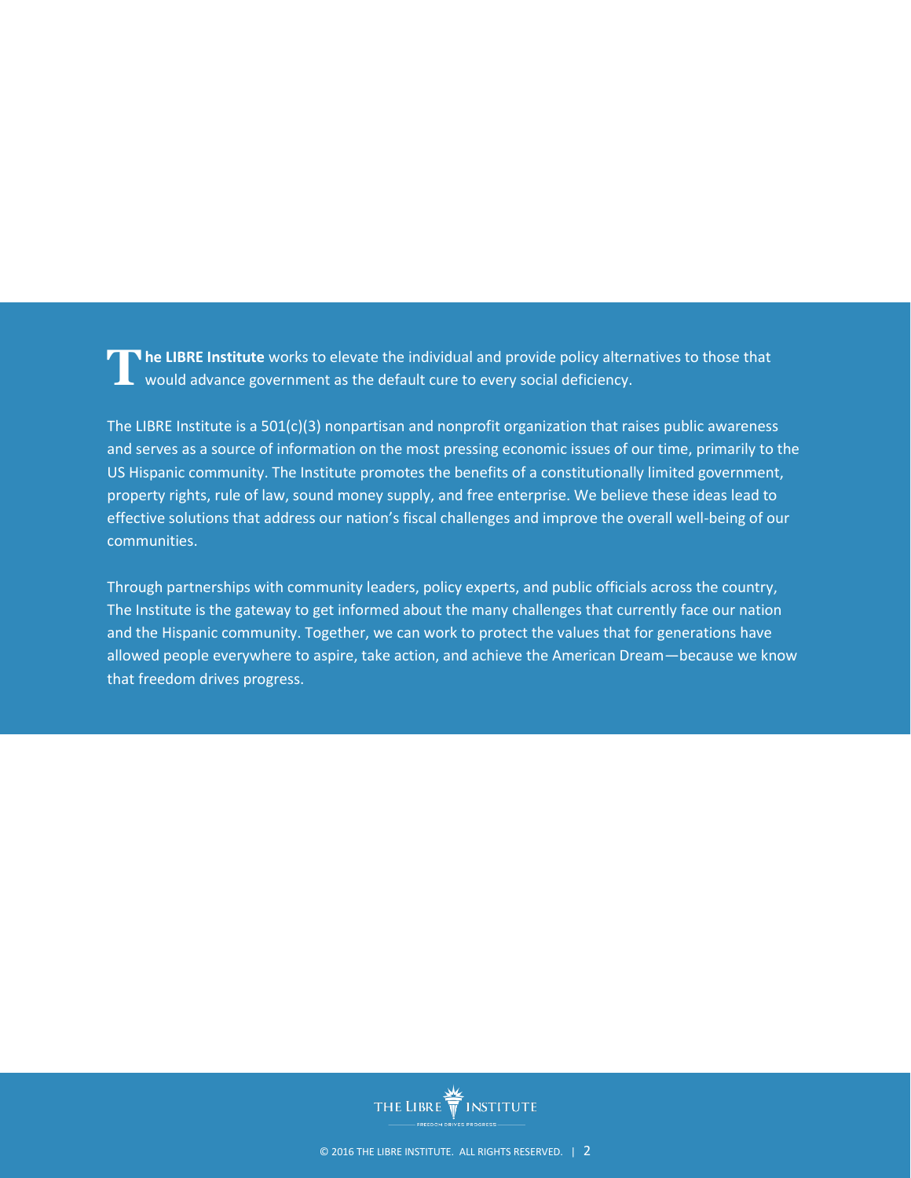**The LIBRE Institute** works to elevate the individual and provide policy alternatives to those that would advance government as the default cure to every social deficiency.

The LIBRE Institute is a 501(c)(3) nonpartisan and nonprofit organization that raises public awareness and serves as a source of information on the most pressing economic issues of our time, primarily to the US Hispanic community. The Institute promotes the benefits of a constitutionally limited government, property rights, rule of law, sound money supply, and free enterprise. We believe these ideas lead to effective solutions that address our nation's fiscal challenges and improve the overall well-being of our communities.

Through partnerships with community leaders, policy experts, and public officials across the country, The Institute is the gateway to get informed about the many challenges that currently face our nation and the Hispanic community. Together, we can work to protect the values that for generations have allowed people everywhere to aspire, take action, and achieve the American Dream—because we know that freedom drives progress.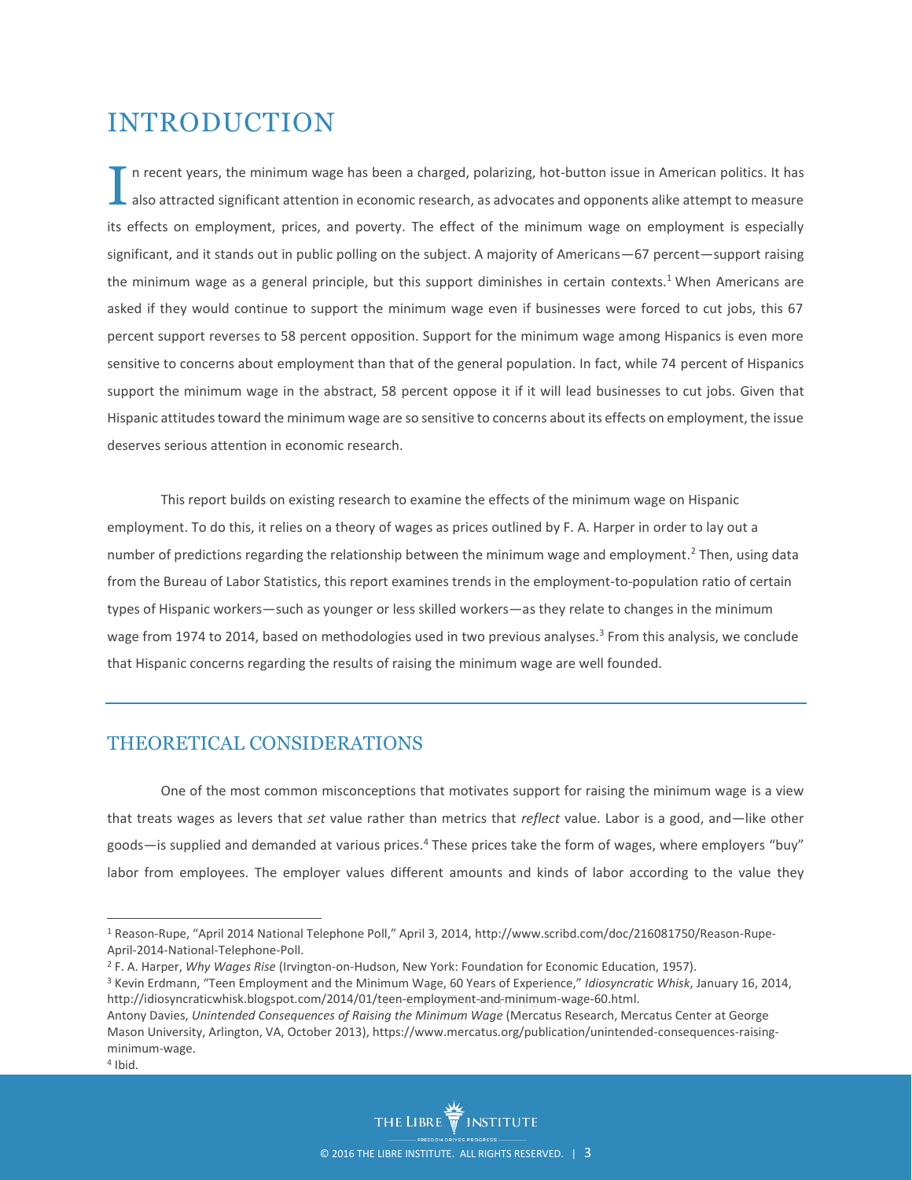# INTRODUCTION

In recent years, the minimum wage has been a charged, polarizing, hot-button issue in American politics. It has also attracted significant attention in economic research, as advocates and opponents alike attempt to measure its effects on employment, prices, and poverty. The effect of the minimum wage on employment is especially significant, and it stands out in public polling on the subject. A majority of Americans—67 percent—support raising the minimum wage as a general principle, but this support diminishes in certain contexts.[1] When Americans are asked if they would continue to support the minimum wage even if businesses were forced to cut jobs, this 67 percent support reverses to 58 percent opposition. Support for the minimum wage among Hispanics is even more sensitive to concerns about employment than that of the general population. In fact, while 74 percent of Hispanics support the minimum wage in the abstract, 58 percent oppose it if it will lead businesses to cut jobs. Given that Hispanic attitudes toward the minimum wage are so sensitive to concerns about its effects on employment, the issue deserves serious attention in economic research.

This report builds on existing research to examine the effects of the minimum wage on Hispanic employment. To do this, it relies on a theory of wages as prices outlined by F. A. Harper in order to lay out a number of predictions regarding the relationship between the minimum wage and employment.[2] Then, using data from the Bureau of Labor Statistics, this report examines trends in the employment-to-population ratio of certain types of Hispanic workers—such as younger or less skilled workers—as they relate to changes in the minimum wage from 1974 to 2014, based on methodologies used in two previous analyses.[3] From this analysis, we conclude that Hispanic concerns regarding the results of raising the minimum wage are well founded.

## THEORETICAL CONSIDERATIONS

One of the most common misconceptions that motivates support for raising the minimum wage is a view that treats wages as levers that *set* value rather than metrics that *reflect* value. Labor is a good, and—like other goods—is supplied and demanded at various prices.[4] These prices take the form of wages, where employers "buy" labor from employees. The employer values different amounts and kinds of labor according to the value they

---

[1] Reason-Rupe, "April 2014 National Telephone Poll," April 3, 2014, http://www.scribd.com/doc/216081750/Reason-Rupe-April-2014-National-Telephone-Poll.

[2] F. A. Harper, *Why Wages Rise* (Irvington-on-Hudson, New York: Foundation for Economic Education, 1957).

[3] Kevin Erdmann, "Teen Employment and the Minimum Wage, 60 Years of Experience," *Idiosyncratic Whisk*, January 16, 2014, http://idiosyncraticwhisk.blogspot.com/2014/01/teen-employment-and-minimum-wage-60.html.
Antony Davies, *Unintended Consequences of Raising the Minimum Wage* (Mercatus Research, Mercatus Center at George Mason University, Arlington, VA, October 2013), https://www.mercatus.org/publication/unintended-consequences-raising-minimum-wage.

[4] Ibid.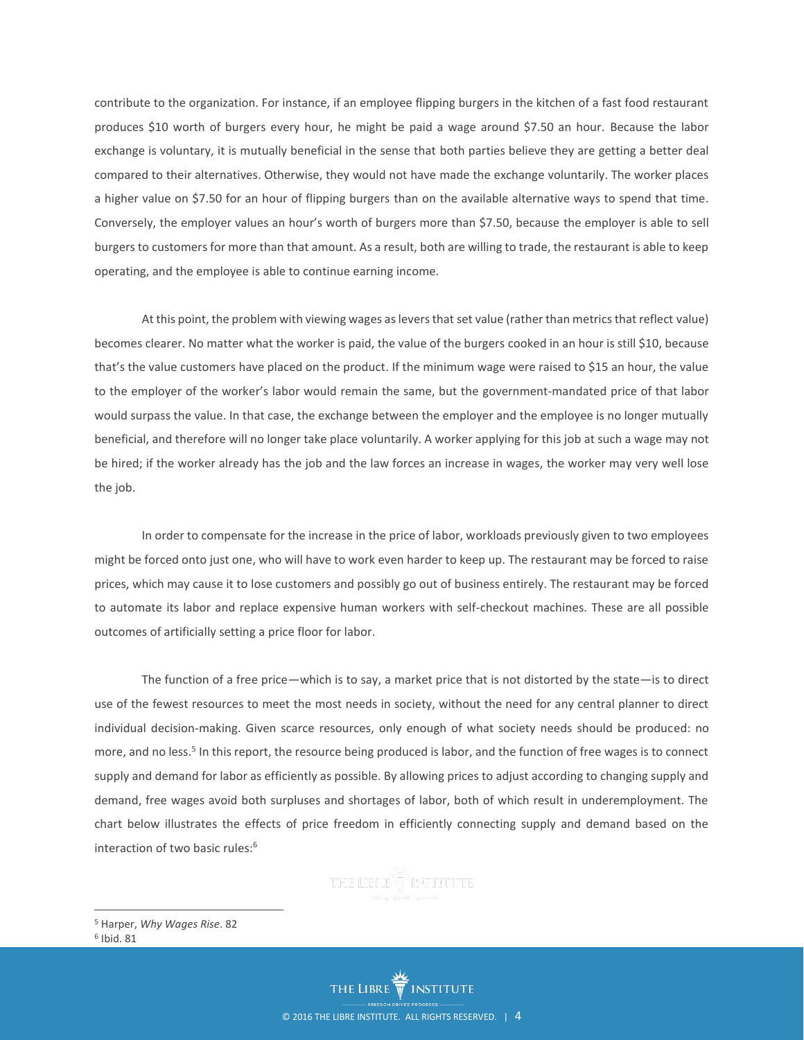contribute to the organization. For instance, if an employee flipping burgers in the kitchen of a fast food restaurant produces $10 worth of burgers every hour, he might be paid a wage around $7.50 an hour. Because the labor exchange is voluntary, it is mutually beneficial in the sense that both parties believe they are getting a better deal compared to their alternatives. Otherwise, they would not have made the exchange voluntarily. The worker places a higher value on $7.50 for an hour of flipping burgers than on the available alternative ways to spend that time. Conversely, the employer values an hour's worth of burgers more than $7.50, because the employer is able to sell burgers to customers for more than that amount. As a result, both are willing to trade, the restaurant is able to keep operating, and the employee is able to continue earning income.

At this point, the problem with viewing wages as levers that set value (rather than metrics that reflect value) becomes clearer. No matter what the worker is paid, the value of the burgers cooked in an hour is still $10, because that's the value customers have placed on the product. If the minimum wage were raised to $15 an hour, the value to the employer of the worker's labor would remain the same, but the government-mandated price of that labor would surpass the value. In that case, the exchange between the employer and the employee is no longer mutually beneficial, and therefore will no longer take place voluntarily. A worker applying for this job at such a wage may not be hired; if the worker already has the job and the law forces an increase in wages, the worker may very well lose the job.

In order to compensate for the increase in the price of labor, workloads previously given to two employees might be forced onto just one, who will have to work even harder to keep up. The restaurant may be forced to raise prices, which may cause it to lose customers and possibly go out of business entirely. The restaurant may be forced to automate its labor and replace expensive human workers with self-checkout machines. These are all possible outcomes of artificially setting a price floor for labor.

The function of a free price—which is to say, a market price that is not distorted by the state—is to direct use of the fewest resources to meet the most needs in society, without the need for any central planner to direct individual decision-making. Given scarce resources, only enough of what society needs should be produced: no more, and no less.[5] In this report, the resource being produced is labor, and the function of free wages is to connect supply and demand for labor as efficiently as possible. By allowing prices to adjust according to changing supply and demand, free wages avoid both surpluses and shortages of labor, both of which result in underemployment. The chart below illustrates the effects of price freedom in efficiently connecting supply and demand based on the interaction of two basic rules:[6]

[5] Harper, *Why Wages Rise*. 82

[6] Ibid. 81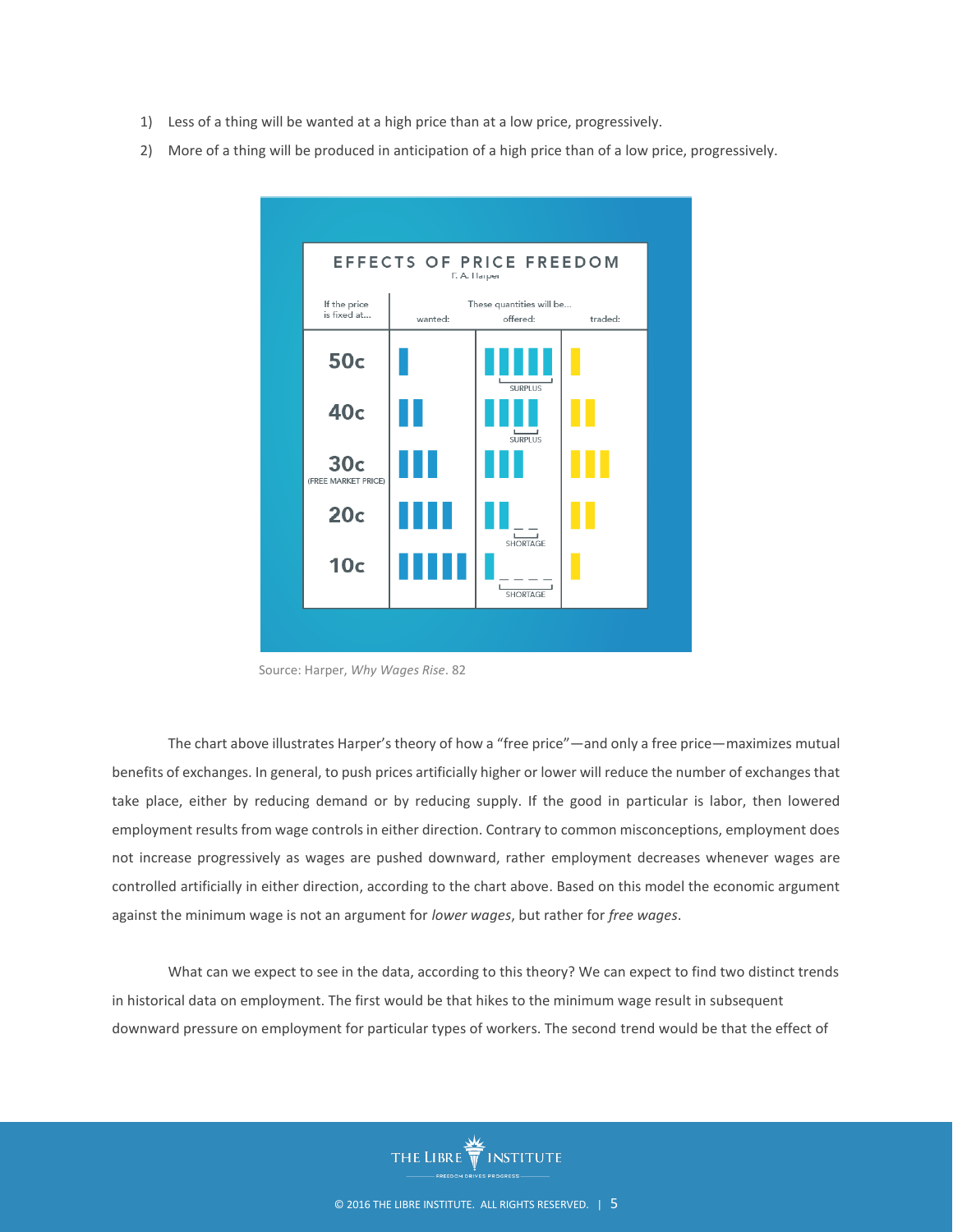1) Less of a thing will be wanted at a high price than at a low price, progressively.
2) More of a thing will be produced in anticipation of a high price than of a low price, progressively.

**EFFECTS OF PRICE FREEDOM**

F. A. Harper

| If the price is fixed at... | These quantities will be... wanted: | offered: | traded: |
|---|---|---|---|
| 50c | | SURPLUS | |
| 40c | | SURPLUS | |
| 30c (FREE MARKET PRICE) | | | |
| 20c | | SHORTAGE | |
| 10c | | SHORTAGE | |

Source: Harper, *Why Wages Rise*. 82

The chart above illustrates Harper's theory of how a "free price"—and only a free price—maximizes mutual benefits of exchanges. In general, to push prices artificially higher or lower will reduce the number of exchanges that take place, either by reducing demand or by reducing supply. If the good in particular is labor, then lowered employment results from wage controls in either direction. Contrary to common misconceptions, employment does not increase progressively as wages are pushed downward, rather employment decreases whenever wages are controlled artificially in either direction, according to the chart above. Based on this model the economic argument against the minimum wage is not an argument for *lower wages*, but rather for *free wages*.

What can we expect to see in the data, according to this theory? We can expect to find two distinct trends in historical data on employment. The first would be that hikes to the minimum wage result in subsequent downward pressure on employment for particular types of workers. The second trend would be that the effect of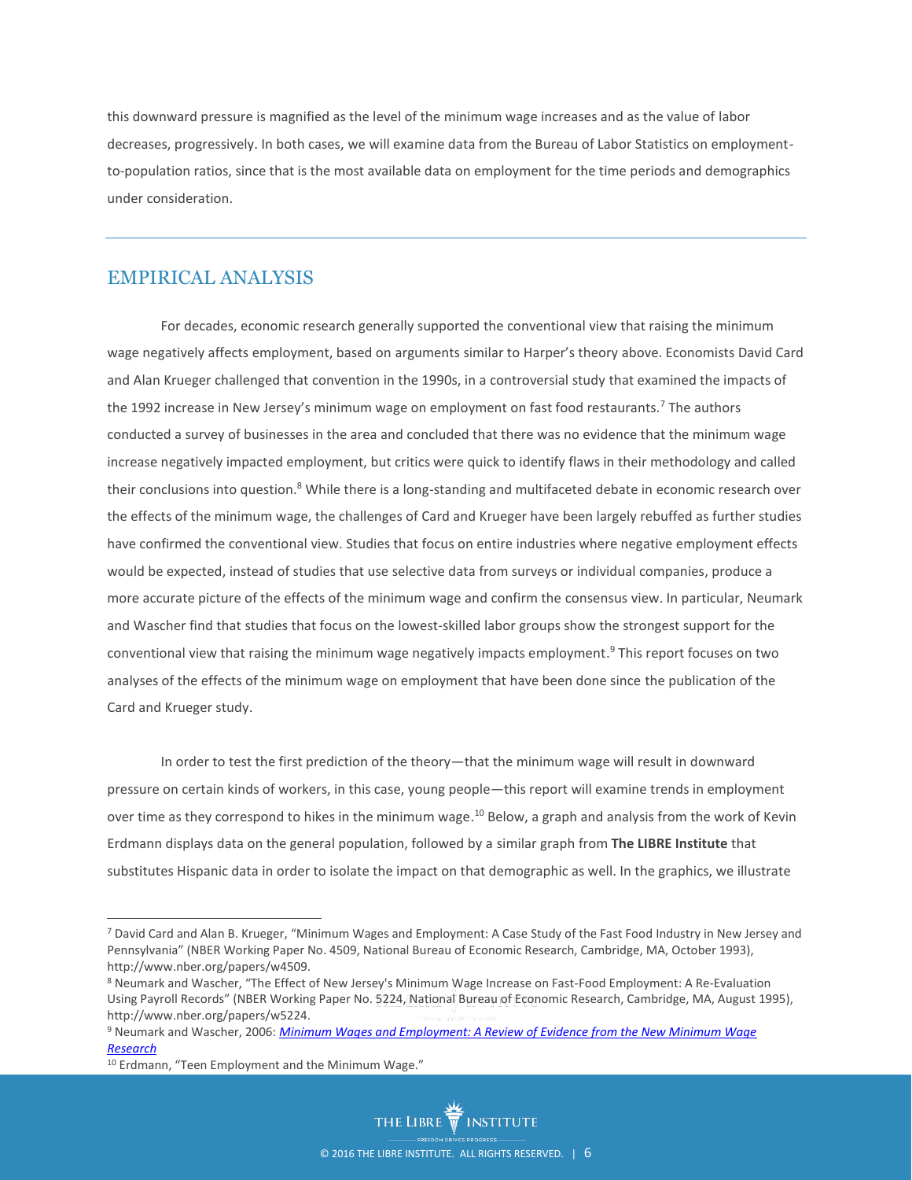this downward pressure is magnified as the level of the minimum wage increases and as the value of labor decreases, progressively. In both cases, we will examine data from the Bureau of Labor Statistics on employment-to-population ratios, since that is the most available data on employment for the time periods and demographics under consideration.

## EMPIRICAL ANALYSIS

For decades, economic research generally supported the conventional view that raising the minimum wage negatively affects employment, based on arguments similar to Harper's theory above. Economists David Card and Alan Krueger challenged that convention in the 1990s, in a controversial study that examined the impacts of the 1992 increase in New Jersey's minimum wage on employment on fast food restaurants.[7] The authors conducted a survey of businesses in the area and concluded that there was no evidence that the minimum wage increase negatively impacted employment, but critics were quick to identify flaws in their methodology and called their conclusions into question.[8] While there is a long-standing and multifaceted debate in economic research over the effects of the minimum wage, the challenges of Card and Krueger have been largely rebuffed as further studies have confirmed the conventional view. Studies that focus on entire industries where negative employment effects would be expected, instead of studies that use selective data from surveys or individual companies, produce a more accurate picture of the effects of the minimum wage and confirm the consensus view. In particular, Neumark and Wascher find that studies that focus on the lowest-skilled labor groups show the strongest support for the conventional view that raising the minimum wage negatively impacts employment.[9] This report focuses on two analyses of the effects of the minimum wage on employment that have been done since the publication of the Card and Krueger study.

In order to test the first prediction of the theory—that the minimum wage will result in downward pressure on certain kinds of workers, in this case, young people—this report will examine trends in employment over time as they correspond to hikes in the minimum wage.[10] Below, a graph and analysis from the work of Kevin Erdmann displays data on the general population, followed by a similar graph from **The LIBRE Institute** that substitutes Hispanic data in order to isolate the impact on that demographic as well. In the graphics, we illustrate

---

[7] David Card and Alan B. Krueger, "Minimum Wages and Employment: A Case Study of the Fast Food Industry in New Jersey and Pennsylvania" (NBER Working Paper No. 4509, National Bureau of Economic Research, Cambridge, MA, October 1993), http://www.nber.org/papers/w4509.

[8] Neumark and Wascher, "The Effect of New Jersey's Minimum Wage Increase on Fast-Food Employment: A Re-Evaluation Using Payroll Records" (NBER Working Paper No. 5224, National Bureau of Economic Research, Cambridge, MA, August 1995), http://www.nber.org/papers/w5224.

[9] Neumark and Wascher, 2006: *Minimum Wages and Employment: A Review of Evidence from the New Minimum Wage Research*

[10] Erdmann, "Teen Employment and the Minimum Wage."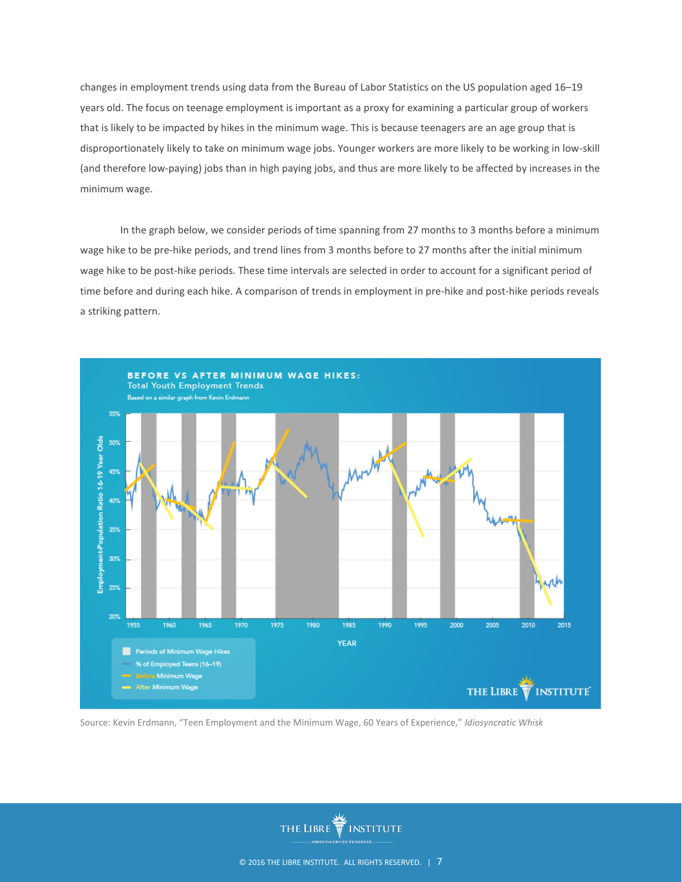changes in employment trends using data from the Bureau of Labor Statistics on the US population aged 16–19 years old. The focus on teenage employment is important as a proxy for examining a particular group of workers that is likely to be impacted by hikes in the minimum wage. This is because teenagers are an age group that is disproportionately likely to take on minimum wage jobs. Younger workers are more likely to be working in low-skill (and therefore low-paying) jobs than in high paying jobs, and thus are more likely to be affected by increases in the minimum wage.

In the graph below, we consider periods of time spanning from 27 months to 3 months before a minimum wage hike to be pre-hike periods, and trend lines from 3 months before to 27 months after the initial minimum wage hike to be post-hike periods. These time intervals are selected in order to account for a significant period of time before and during each hike. A comparison of trends in employment in pre-hike and post-hike periods reveals a striking pattern.

Source: Kevin Erdmann, "Teen Employment and the Minimum Wage, 60 Years of Experience," *Idiosyncratic Whisk*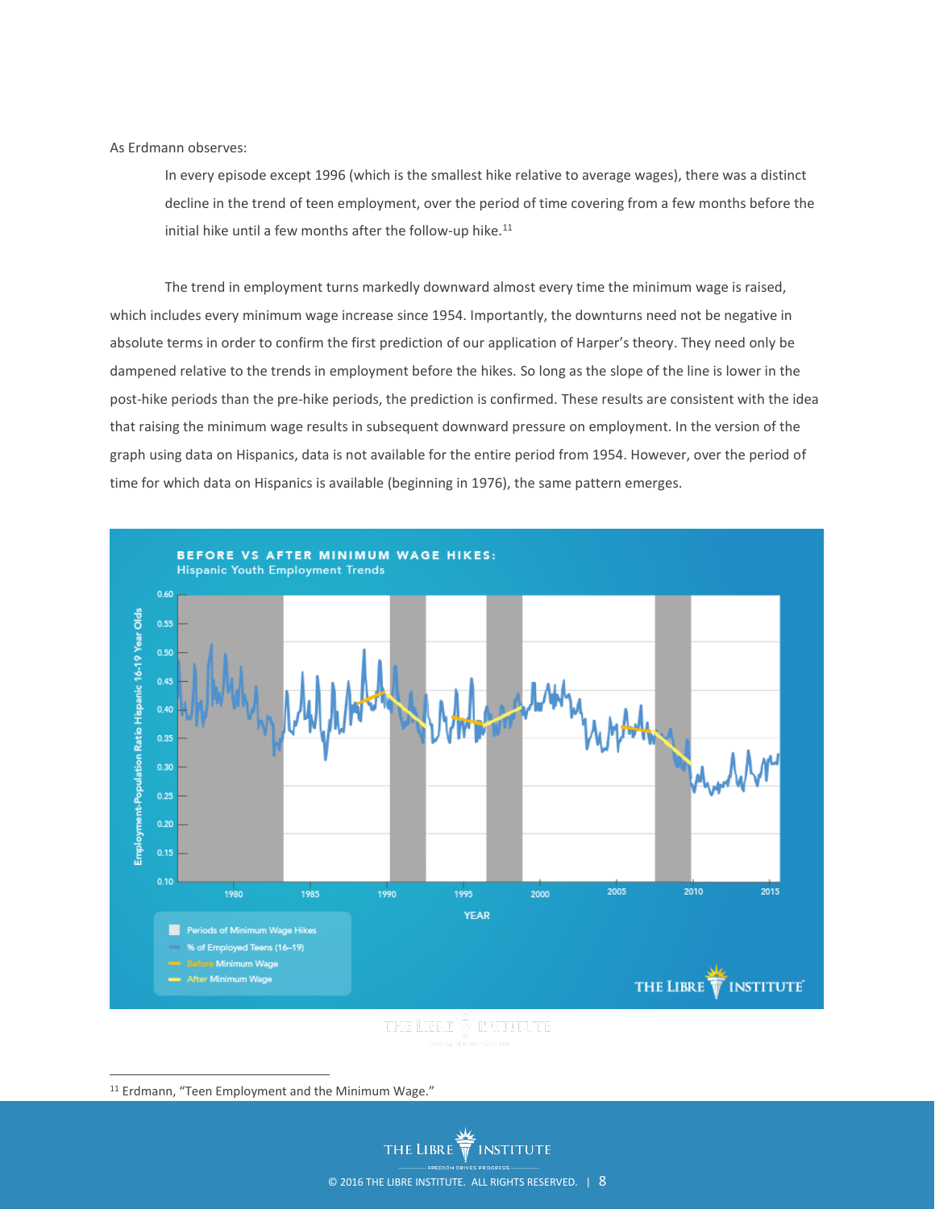As Erdmann observes:

> In every episode except 1996 (which is the smallest hike relative to average wages), there was a distinct decline in the trend of teen employment, over the period of time covering from a few months before the initial hike until a few months after the follow-up hike.[11]

The trend in employment turns markedly downward almost every time the minimum wage is raised, which includes every minimum wage increase since 1954. Importantly, the downturns need not be negative in absolute terms in order to confirm the first prediction of our application of Harper's theory. They need only be dampened relative to the trends in employment before the hikes. So long as the slope of the line is lower in the post-hike periods than the pre-hike periods, the prediction is confirmed. These results are consistent with the idea that raising the minimum wage results in subsequent downward pressure on employment. In the version of the graph using data on Hispanics, data is not available for the entire period from 1954. However, over the period of time for which data on Hispanics is available (beginning in 1976), the same pattern emerges.

**BEFORE VS AFTER MINIMUM WAGE HIKES:**
Hispanic Youth Employment Trends

[11] Erdmann, "Teen Employment and the Minimum Wage."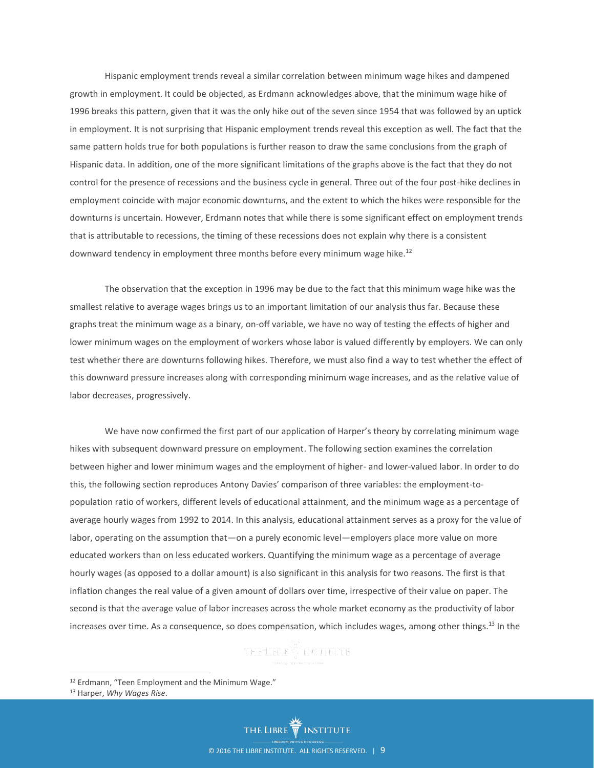Hispanic employment trends reveal a similar correlation between minimum wage hikes and dampened growth in employment. It could be objected, as Erdmann acknowledges above, that the minimum wage hike of 1996 breaks this pattern, given that it was the only hike out of the seven since 1954 that was followed by an uptick in employment. It is not surprising that Hispanic employment trends reveal this exception as well. The fact that the same pattern holds true for both populations is further reason to draw the same conclusions from the graph of Hispanic data. In addition, one of the more significant limitations of the graphs above is the fact that they do not control for the presence of recessions and the business cycle in general. Three out of the four post-hike declines in employment coincide with major economic downturns, and the extent to which the hikes were responsible for the downturns is uncertain. However, Erdmann notes that while there is some significant effect on employment trends that is attributable to recessions, the timing of these recessions does not explain why there is a consistent downward tendency in employment three months before every minimum wage hike.[12]

The observation that the exception in 1996 may be due to the fact that this minimum wage hike was the smallest relative to average wages brings us to an important limitation of our analysis thus far. Because these graphs treat the minimum wage as a binary, on-off variable, we have no way of testing the effects of higher and lower minimum wages on the employment of workers whose labor is valued differently by employers. We can only test whether there are downturns following hikes. Therefore, we must also find a way to test whether the effect of this downward pressure increases along with corresponding minimum wage increases, and as the relative value of labor decreases, progressively.

We have now confirmed the first part of our application of Harper's theory by correlating minimum wage hikes with subsequent downward pressure on employment. The following section examines the correlation between higher and lower minimum wages and the employment of higher- and lower-valued labor. In order to do this, the following section reproduces Antony Davies' comparison of three variables: the employment-to-population ratio of workers, different levels of educational attainment, and the minimum wage as a percentage of average hourly wages from 1992 to 2014. In this analysis, educational attainment serves as a proxy for the value of labor, operating on the assumption that—on a purely economic level—employers place more value on more educated workers than on less educated workers. Quantifying the minimum wage as a percentage of average hourly wages (as opposed to a dollar amount) is also significant in this analysis for two reasons. The first is that inflation changes the real value of a given amount of dollars over time, irrespective of their value on paper. The second is that the average value of labor increases across the whole market economy as the productivity of labor increases over time. As a consequence, so does compensation, which includes wages, among other things.[13] In the

---

[12] Erdmann, "Teen Employment and the Minimum Wage."

[13] Harper, *Why Wages Rise*.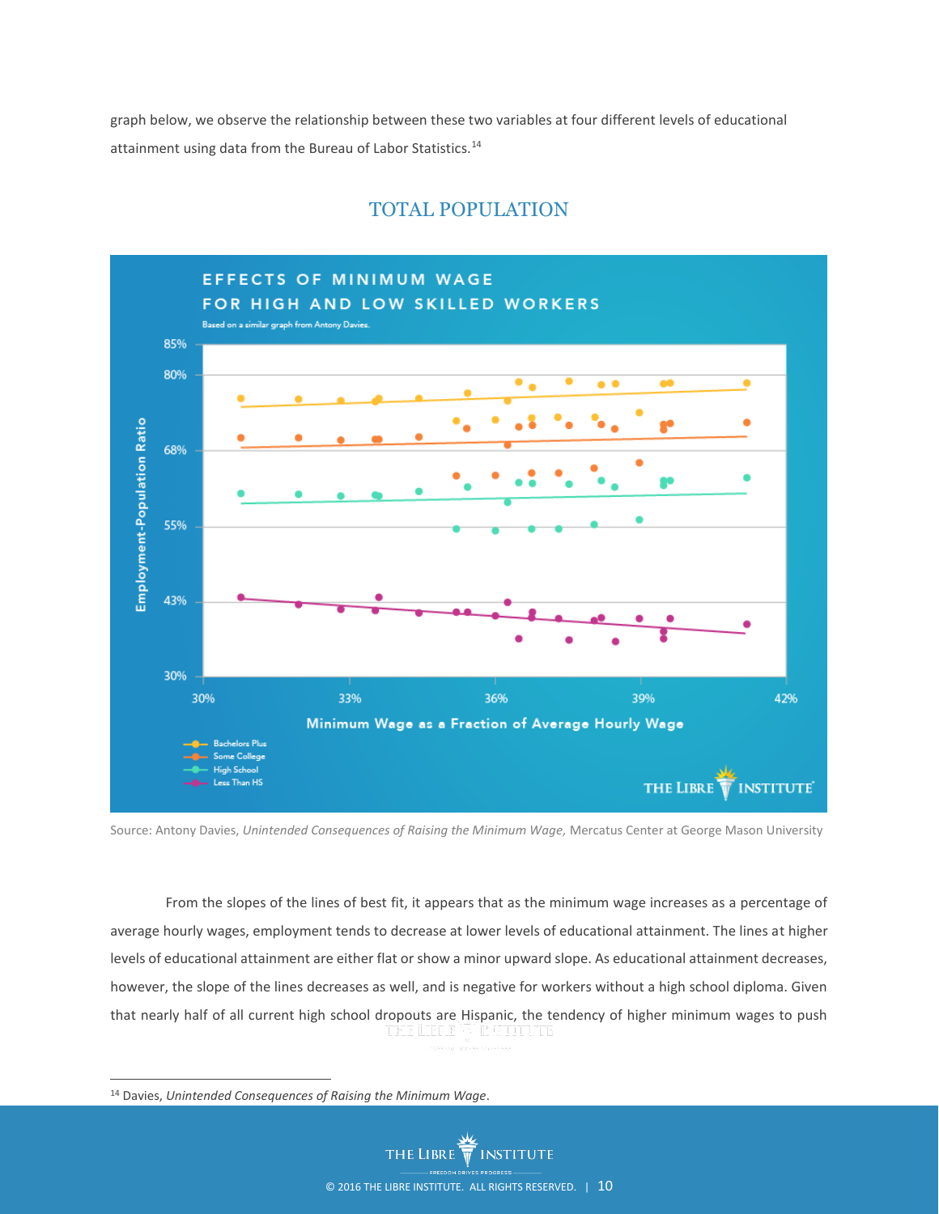graph below, we observe the relationship between these two variables at four different levels of educational attainment using data from the Bureau of Labor Statistics.[14]

## TOTAL POPULATION

Source: Antony Davies, *Unintended Consequences of Raising the Minimum Wage,* Mercatus Center at George Mason University

From the slopes of the lines of best fit, it appears that as the minimum wage increases as a percentage of average hourly wages, employment tends to decrease at lower levels of educational attainment. The lines at higher levels of educational attainment are either flat or show a minor upward slope. As educational attainment decreases, however, the slope of the lines decreases as well, and is negative for workers without a high school diploma. Given that nearly half of all current high school dropouts are Hispanic, the tendency of higher minimum wages to push

[14] Davies, *Unintended Consequences of Raising the Minimum Wage*.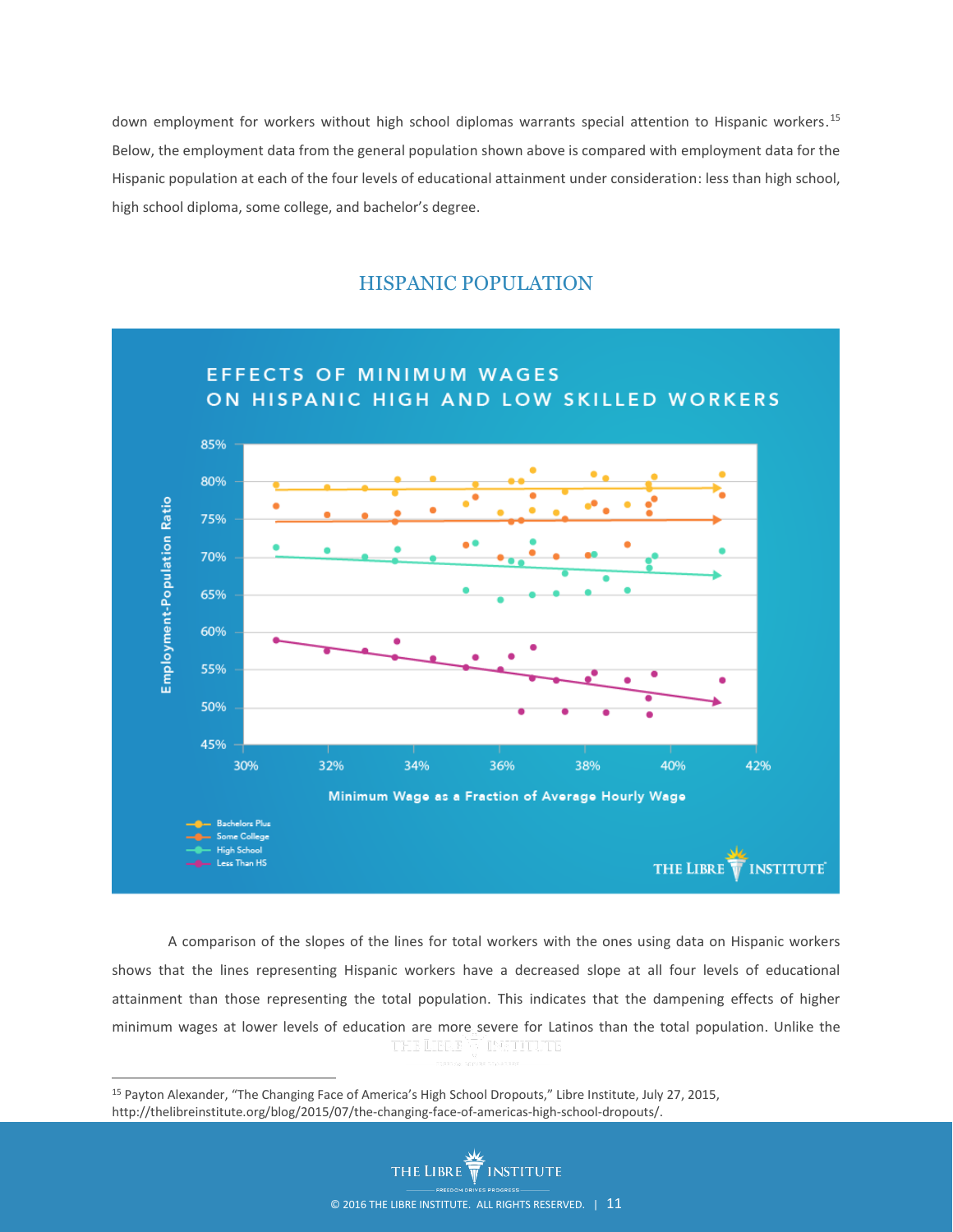down employment for workers without high school diplomas warrants special attention to Hispanic workers.[15] Below, the employment data from the general population shown above is compared with employment data for the Hispanic population at each of the four levels of educational attainment under consideration: less than high school, high school diploma, some college, and bachelor's degree.

## HISPANIC POPULATION

EFFECTS OF MINIMUM WAGES ON HISPANIC HIGH AND LOW SKILLED WORKERS

A comparison of the slopes of the lines for total workers with the ones using data on Hispanic workers shows that the lines representing Hispanic workers have a decreased slope at all four levels of educational attainment than those representing the total population. This indicates that the dampening effects of higher minimum wages at lower levels of education are more severe for Latinos than the total population. Unlike the

[15] Payton Alexander, "The Changing Face of America's High School Dropouts," Libre Institute, July 27, 2015, http://thelibreinstitute.org/blog/2015/07/the-changing-face-of-americas-high-school-dropouts/.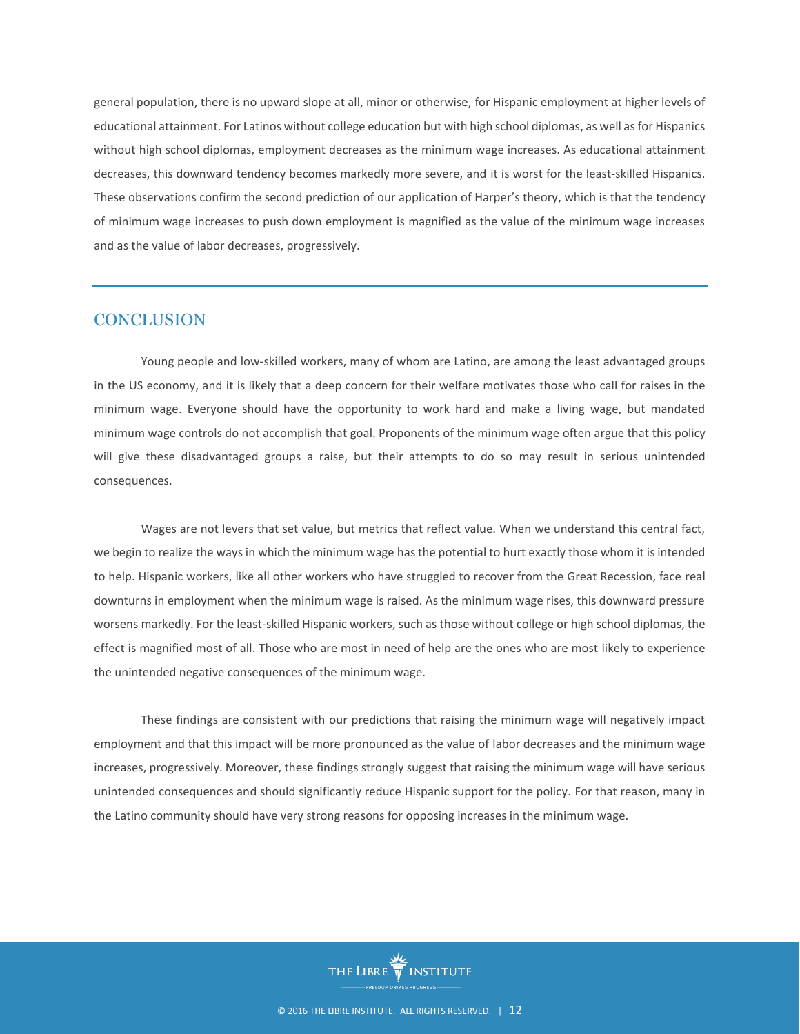general population, there is no upward slope at all, minor or otherwise, for Hispanic employment at higher levels of educational attainment. For Latinos without college education but with high school diplomas, as well as for Hispanics without high school diplomas, employment decreases as the minimum wage increases. As educational attainment decreases, this downward tendency becomes markedly more severe, and it is worst for the least-skilled Hispanics. These observations confirm the second prediction of our application of Harper's theory, which is that the tendency of minimum wage increases to push down employment is magnified as the value of the minimum wage increases and as the value of labor decreases, progressively.

## CONCLUSION

Young people and low-skilled workers, many of whom are Latino, are among the least advantaged groups in the US economy, and it is likely that a deep concern for their welfare motivates those who call for raises in the minimum wage. Everyone should have the opportunity to work hard and make a living wage, but mandated minimum wage controls do not accomplish that goal. Proponents of the minimum wage often argue that this policy will give these disadvantaged groups a raise, but their attempts to do so may result in serious unintended consequences.

Wages are not levers that set value, but metrics that reflect value. When we understand this central fact, we begin to realize the ways in which the minimum wage has the potential to hurt exactly those whom it is intended to help. Hispanic workers, like all other workers who have struggled to recover from the Great Recession, face real downturns in employment when the minimum wage is raised. As the minimum wage rises, this downward pressure worsens markedly. For the least-skilled Hispanic workers, such as those without college or high school diplomas, the effect is magnified most of all. Those who are most in need of help are the ones who are most likely to experience the unintended negative consequences of the minimum wage.

These findings are consistent with our predictions that raising the minimum wage will negatively impact employment and that this impact will be more pronounced as the value of labor decreases and the minimum wage increases, progressively. Moreover, these findings strongly suggest that raising the minimum wage will have serious unintended consequences and should significantly reduce Hispanic support for the policy. For that reason, many in the Latino community should have very strong reasons for opposing increases in the minimum wage.